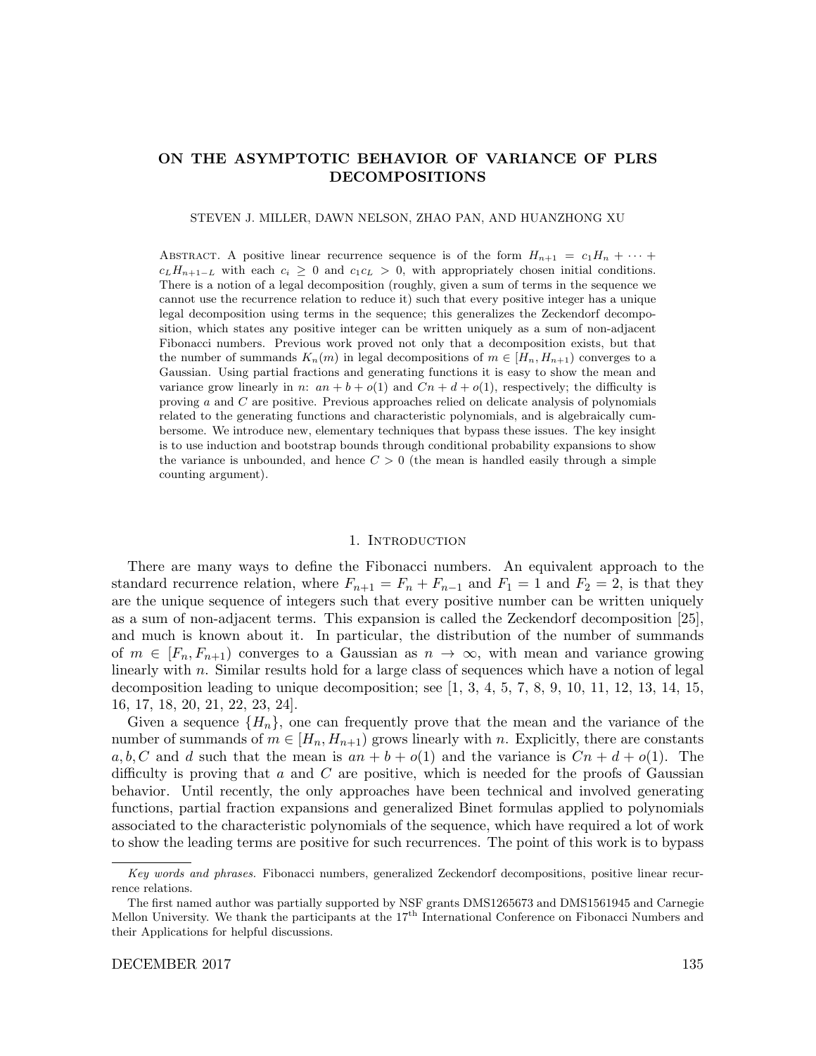# ON THE ASYMPTOTIC BEHAVIOR OF VARIANCE OF PLRS DECOMPOSITIONS

STEVEN J. MILLER, DAWN NELSON, ZHAO PAN, AND HUANZHONG XU

Abstract. A positive linear recurrence sequence is of the form $H_{n+1} = c_1 H_n + \cdots + c_L H_{n+1-L}$ with each $c_i \geq 0$ and $c_1 c_L > 0$, with appropriately chosen initial conditions. There is a notion of a legal decomposition (roughly, given a sum of terms in the sequence we cannot use the recurrence relation to reduce it) such that every positive integer has a unique legal decomposition using terms in the sequence; this generalizes the Zeckendorf decomposition, which states any positive integer can be written uniquely as a sum of non-adjacent Fibonacci numbers. Previous work proved not only that a decomposition exists, but that the number of summands $K_n(m)$ in legal decompositions of $m \in [H_n, H_{n+1})$ converges to a Gaussian. Using partial fractions and generating functions it is easy to show the mean and variance grow linearly in $n$: $an + b + o(1)$ and $Cn + d + o(1)$, respectively; the difficulty is proving $a$ and $C$ are positive. Previous approaches relied on delicate analysis of polynomials related to the generating functions and characteristic polynomials, and is algebraically cumbersome. We introduce new, elementary techniques that bypass these issues. The key insight is to use induction and bootstrap bounds through conditional probability expansions to show the variance is unbounded, and hence $C > 0$ (the mean is handled easily through a simple counting argument).

## 1. Introduction

There are many ways to define the Fibonacci numbers. An equivalent approach to the standard recurrence relation, where $F_{n+1} = F_n + F_{n-1}$ and $F_1 = 1$ and $F_2 = 2$, is that they are the unique sequence of integers such that every positive number can be written uniquely as a sum of non-adjacent terms. This expansion is called the Zeckendorf decomposition [25], and much is known about it. In particular, the distribution of the number of summands of $m \in [F_n, F_{n+1})$ converges to a Gaussian as $n \to \infty$, with mean and variance growing linearly with $n$. Similar results hold for a large class of sequences which have a notion of legal decomposition leading to unique decomposition; see [1, 3, 4, 5, 7, 8, 9, 10, 11, 12, 13, 14, 15, 16, 17, 18, 20, 21, 22, 23, 24].

Given a sequence $\{H_n\}$, one can frequently prove that the mean and the variance of the number of summands of $m \in [H_n, H_{n+1})$ grows linearly with $n$. Explicitly, there are constants $a, b, C$ and $d$ such that the mean is $an + b + o(1)$ and the variance is $Cn + d + o(1)$. The difficulty is proving that $a$ and $C$ are positive, which is needed for the proofs of Gaussian behavior. Until recently, the only approaches have been technical and involved generating functions, partial fraction expansions and generalized Binet formulas applied to polynomials associated to the characteristic polynomials of the sequence, which have required a lot of work to show the leading terms are positive for such recurrences. The point of this work is to bypass

*Key words and phrases.* Fibonacci numbers, generalized Zeckendorf decompositions, positive linear recurrence relations.

The first named author was partially supported by NSF grants DMS1265673 and DMS1561945 and Carnegie Mellon University. We thank the participants at the 17th International Conference on Fibonacci Numbers and their Applications for helpful discussions.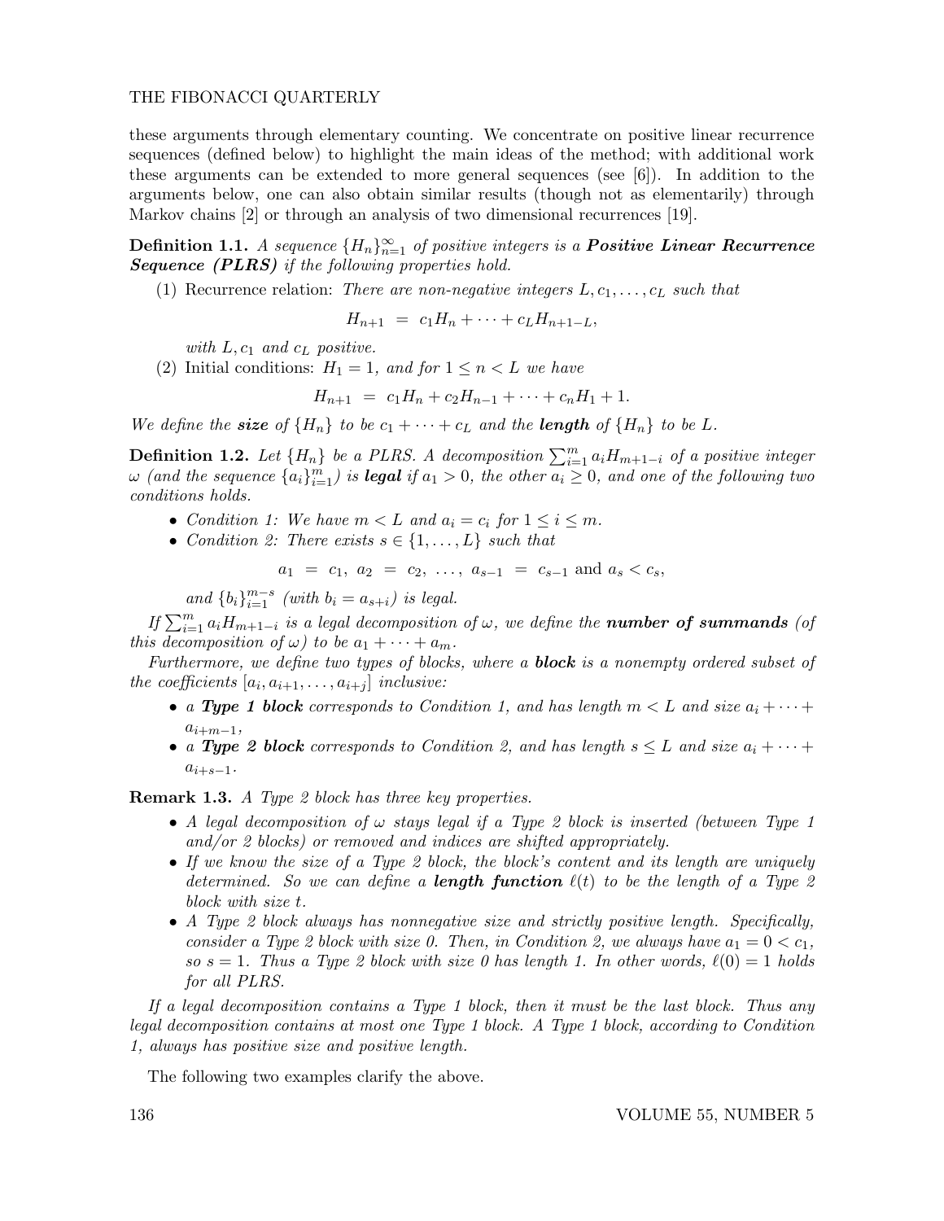these arguments through elementary counting. We concentrate on positive linear recurrence sequences (defined below) to highlight the main ideas of the method; with additional work these arguments can be extended to more general sequences (see [6]). In addition to the arguments below, one can also obtain similar results (though not as elementarily) through Markov chains [2] or through an analysis of two dimensional recurrences [19].

**Definition 1.1.** *A sequence $\{H_n\}_{n=1}^{\infty}$ of positive integers is a* ***Positive Linear Recurrence Sequence (PLRS)*** *if the following properties hold.*

(1) Recurrence relation: *There are non-negative integers $L, c_1, \dots, c_L$ such that*

$$H_{n+1} \ = \ c_1 H_n + \cdots + c_L H_{n+1-L},$$

*with $L, c_1$ and $c_L$ positive.*

(2) Initial conditions: *$H_1 = 1$, and for $1 \leq n < L$ we have*

$$H_{n+1} \ = \ c_1 H_n + c_2 H_{n-1} + \cdots + c_n H_1 + 1.$$

*We define the* ***size*** *of $\{H_n\}$ to be $c_1 + \cdots + c_L$ and the* ***length*** *of $\{H_n\}$ to be $L$.*

**Definition 1.2.** *Let $\{H_n\}$ be a PLRS. A decomposition $\sum_{i=1}^{m} a_i H_{m+1-i}$ of a positive integer $\omega$ (and the sequence $\{a_i\}_{i=1}^{m}$) is* ***legal*** *if $a_1 > 0$, the other $a_i \geq 0$, and one of the following two conditions holds.*

- *Condition 1: We have $m < L$ and $a_i = c_i$ for $1 \leq i \leq m$.*
- *Condition 2: There exists $s \in \{1, \dots, L\}$ such that*

$$a_1 \ = \ c_1, \ a_2 \ = \ c_2, \ \dots, \ a_{s-1} \ = \ c_{s-1} \text{ and } a_s < c_s,$$

  *and $\{b_i\}_{i=1}^{m-s}$ (with $b_i = a_{s+i}$) is legal.*

*If $\sum_{i=1}^{m} a_i H_{m+1-i}$ is a legal decomposition of $\omega$, we define the* ***number of summands*** *(of this decomposition of $\omega$) to be $a_1 + \cdots + a_m$.*

*Furthermore, we define two types of blocks, where a* ***block*** *is a nonempty ordered subset of the coefficients $[a_i, a_{i+1}, \dots, a_{i+j}]$ inclusive:*

- *a* ***Type 1 block*** *corresponds to Condition 1, and has length $m < L$ and size $a_i + \cdots + a_{i+m-1}$,*
- *a* ***Type 2 block*** *corresponds to Condition 2, and has length $s \leq L$ and size $a_i + \cdots + a_{i+s-1}$.*

**Remark 1.3.** *A Type 2 block has three key properties.*

- *A legal decomposition of $\omega$ stays legal if a Type 2 block is inserted (between Type 1 and/or 2 blocks) or removed and indices are shifted appropriately.*
- *If we know the size of a Type 2 block, the block's content and its length are uniquely determined. So we can define a* ***length function*** *$\ell(t)$ to be the length of a Type 2 block with size $t$.*
- *A Type 2 block always has nonnegative size and strictly positive length. Specifically, consider a Type 2 block with size 0. Then, in Condition 2, we always have $a_1 = 0 < c_1$, so $s = 1$. Thus a Type 2 block with size 0 has length 1. In other words, $\ell(0) = 1$ holds for all PLRS.*

*If a legal decomposition contains a Type 1 block, then it must be the last block. Thus any legal decomposition contains at most one Type 1 block. A Type 1 block, according to Condition 1, always has positive size and positive length.*

The following two examples clarify the above.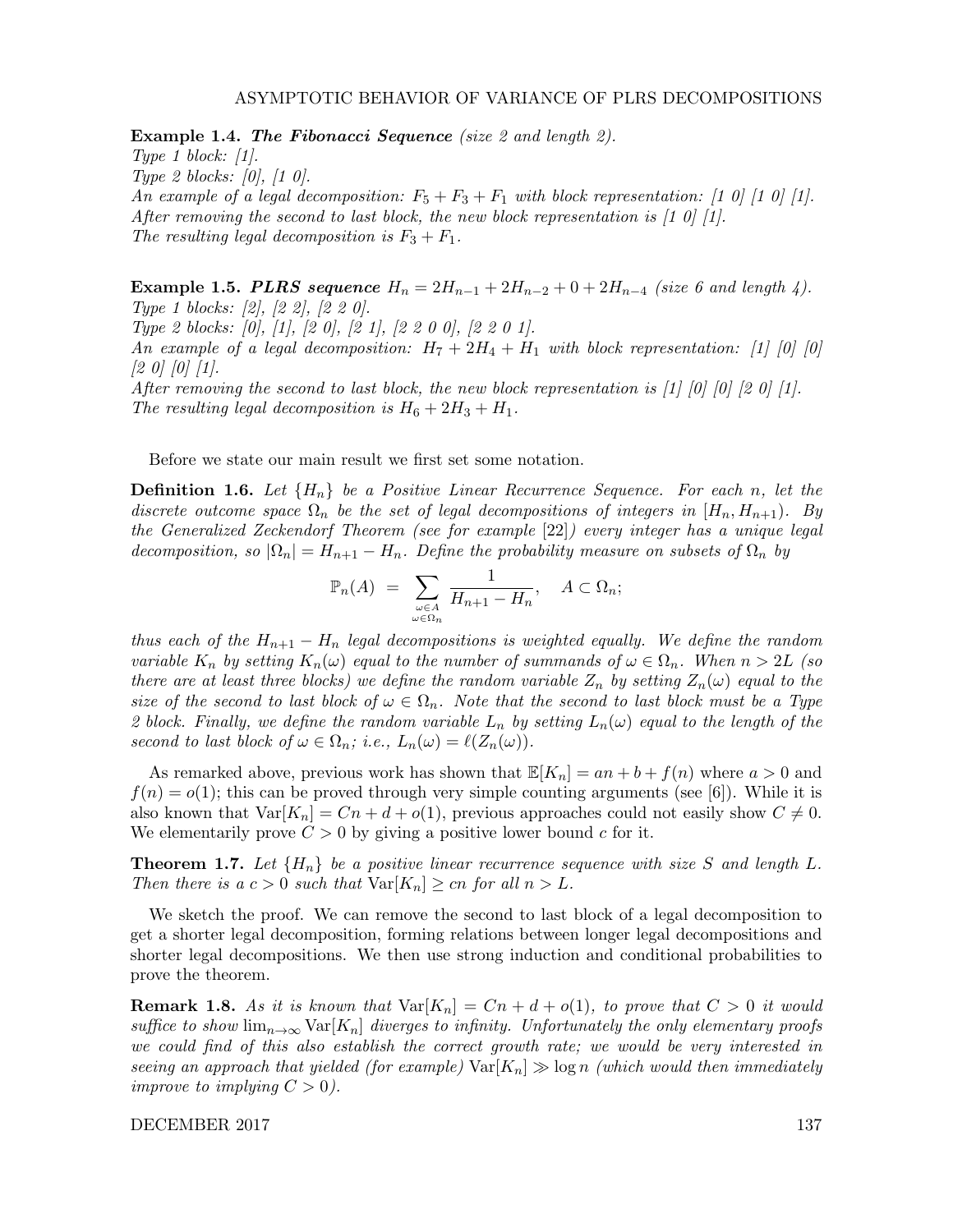**Example 1.4.** ***The Fibonacci Sequence*** *(size 2 and length 2).*
*Type 1 block: [1].*
*Type 2 blocks: [0], [1 0].*
*An example of a legal decomposition: $F_5 + F_3 + F_1$ with block representation: [1 0] [1 0] [1].*
*After removing the second to last block, the new block representation is [1 0] [1].*
*The resulting legal decomposition is $F_3 + F_1$.*

**Example 1.5.** ***PLRS sequence*** $H_n = 2H_{n-1} + 2H_{n-2} + 0 + 2H_{n-4}$ *(size 6 and length 4).*
*Type 1 blocks: [2], [2 2], [2 2 0].*
*Type 2 blocks: [0], [1], [2 0], [2 1], [2 2 0 0], [2 2 0 1].*
*An example of a legal decomposition: $H_7 + 2H_4 + H_1$ with block representation: [1] [0] [0] [2 0] [0] [1].*
*After removing the second to last block, the new block representation is [1] [0] [0] [2 0] [1].*
*The resulting legal decomposition is $H_6 + 2H_3 + H_1$.*

Before we state our main result we first set some notation.

**Definition 1.6.** *Let $\{H_n\}$ be a Positive Linear Recurrence Sequence. For each $n$, let the discrete outcome space $\Omega_n$ be the set of legal decompositions of integers in $[H_n, H_{n+1})$. By the Generalized Zeckendorf Theorem (see for example [22]) every integer has a unique legal decomposition, so $|\Omega_n| = H_{n+1} - H_n$. Define the probability measure on subsets of $\Omega_n$ by*

$$\mathbb{P}_n(A) \;=\; \sum_{\substack{\omega \in A \\ \omega \in \Omega_n}} \frac{1}{H_{n+1} - H_n}, \quad A \subset \Omega_n;$$

*thus each of the $H_{n+1} - H_n$ legal decompositions is weighted equally. We define the random variable $K_n$ by setting $K_n(\omega)$ equal to the number of summands of $\omega \in \Omega_n$. When $n > 2L$ (so there are at least three blocks) we define the random variable $Z_n$ by setting $Z_n(\omega)$ equal to the size of the second to last block of $\omega \in \Omega_n$. Note that the second to last block must be a Type 2 block. Finally, we define the random variable $L_n$ by setting $L_n(\omega)$ equal to the length of the second to last block of $\omega \in \Omega_n$; i.e., $L_n(\omega) = \ell(Z_n(\omega))$.*

As remarked above, previous work has shown that $\mathbb{E}[K_n] = an + b + f(n)$ where $a > 0$ and $f(n) = o(1)$; this can be proved through very simple counting arguments (see [6]). While it is also known that $\mathrm{Var}[K_n] = Cn + d + o(1)$, previous approaches could not easily show $C \neq 0$. We elementarily prove $C > 0$ by giving a positive lower bound $c$ for it.

**Theorem 1.7.** *Let $\{H_n\}$ be a positive linear recurrence sequence with size $S$ and length $L$. Then there is a $c > 0$ such that $\mathrm{Var}[K_n] \geq cn$ for all $n > L$.*

We sketch the proof. We can remove the second to last block of a legal decomposition to get a shorter legal decomposition, forming relations between longer legal decompositions and shorter legal decompositions. We then use strong induction and conditional probabilities to prove the theorem.

**Remark 1.8.** *As it is known that $\mathrm{Var}[K_n] = Cn + d + o(1)$, to prove that $C > 0$ it would suffice to show $\lim_{n\to\infty} \mathrm{Var}[K_n]$ diverges to infinity. Unfortunately the only elementary proofs we could find of this also establish the correct growth rate; we would be very interested in seeing an approach that yielded (for example) $\mathrm{Var}[K_n] \gg \log n$ (which would then immediately improve to implying $C > 0$).*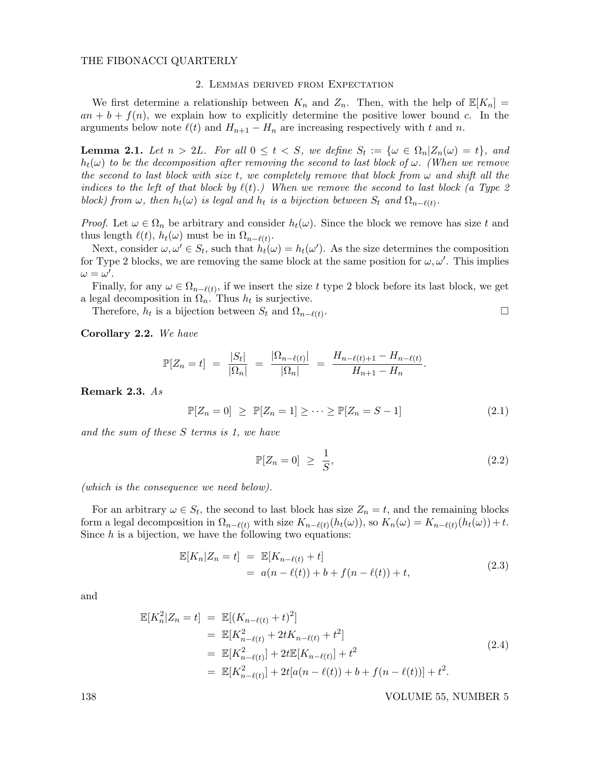## 2. Lemmas derived from Expectation

We first determine a relationship between $K_n$ and $Z_n$. Then, with the help of $\mathbb{E}[K_n] = an + b + f(n)$, we explain how to explicitly determine the positive lower bound $c$. In the arguments below note $\ell(t)$ and $H_{n+1} - H_n$ are increasing respectively with $t$ and $n$.

**Lemma 2.1.** *Let $n > 2L$. For all $0 \leq t < S$, we define $S_t := \{\omega \in \Omega_n | Z_n(\omega) = t\}$, and $h_t(\omega)$ to be the decomposition after removing the second to last block of $\omega$. (When we remove the second to last block with size $t$, we completely remove that block from $\omega$ and shift all the indices to the left of that block by $\ell(t)$.) When we remove the second to last block (a Type 2 block) from $\omega$, then $h_t(\omega)$ is legal and $h_t$ is a bijection between $S_t$ and $\Omega_{n-\ell(t)}$.*

*Proof.* Let $\omega \in \Omega_n$ be arbitrary and consider $h_t(\omega)$. Since the block we remove has size $t$ and thus length $\ell(t)$, $h_t(\omega)$ must be in $\Omega_{n-\ell(t)}$.

Next, consider $\omega, \omega' \in S_t$, such that $h_t(\omega) = h_t(\omega')$. As the size determines the composition for Type 2 blocks, we are removing the same block at the same position for $\omega, \omega'$. This implies $\omega = \omega'$.

Finally, for any $\omega \in \Omega_{n-\ell(t)}$, if we insert the size $t$ type 2 block before its last block, we get a legal decomposition in $\Omega_n$. Thus $h_t$ is surjective.

Therefore, $h_t$ is a bijection between $S_t$ and $\Omega_{n-\ell(t)}$. □

**Corollary 2.2.** *We have*

$$\mathbb{P}[Z_n = t] \;=\; \frac{|S_t|}{|\Omega_n|} \;=\; \frac{|\Omega_{n-\ell(t)}|}{|\Omega_n|} \;=\; \frac{H_{n-\ell(t)+1} - H_{n-\ell(t)}}{H_{n+1} - H_n}.$$

**Remark 2.3.** *As*

$$\mathbb{P}[Z_n = 0] \;\geq\; \mathbb{P}[Z_n = 1] \geq \cdots \geq \mathbb{P}[Z_n = S-1] \tag{2.1}$$

*and the sum of these $S$ terms is 1, we have*

$$\mathbb{P}[Z_n = 0] \;\geq\; \frac{1}{S}, \tag{2.2}$$

*(which is the consequence we need below).*

For an arbitrary $\omega \in S_t$, the second to last block has size $Z_n = t$, and the remaining blocks form a legal decomposition in $\Omega_{n-\ell(t)}$ with size $K_{n-\ell(t)}(h_t(\omega))$, so $K_n(\omega) = K_{n-\ell(t)}(h_t(\omega)) + t$. Since $h$ is a bijection, we have the following two equations:

$$\begin{aligned}
\mathbb{E}[K_n | Z_n = t] \;&=\; \mathbb{E}[K_{n-\ell(t)} + t] \\
&=\; a(n - \ell(t)) + b + f(n - \ell(t)) + t,
\end{aligned} \tag{2.3}$$

and

$$\begin{aligned}
\mathbb{E}[K_n^2 | Z_n = t] \;&=\; \mathbb{E}[(K_{n-\ell(t)} + t)^2] \\
&=\; \mathbb{E}[K_{n-\ell(t)}^2 + 2tK_{n-\ell(t)} + t^2] \\
&=\; \mathbb{E}[K_{n-\ell(t)}^2] + 2t\mathbb{E}[K_{n-\ell(t)}] + t^2 \\
&=\; \mathbb{E}[K_{n-\ell(t)}^2] + 2t[a(n - \ell(t)) + b + f(n - \ell(t))] + t^2.
\end{aligned} \tag{2.4}$$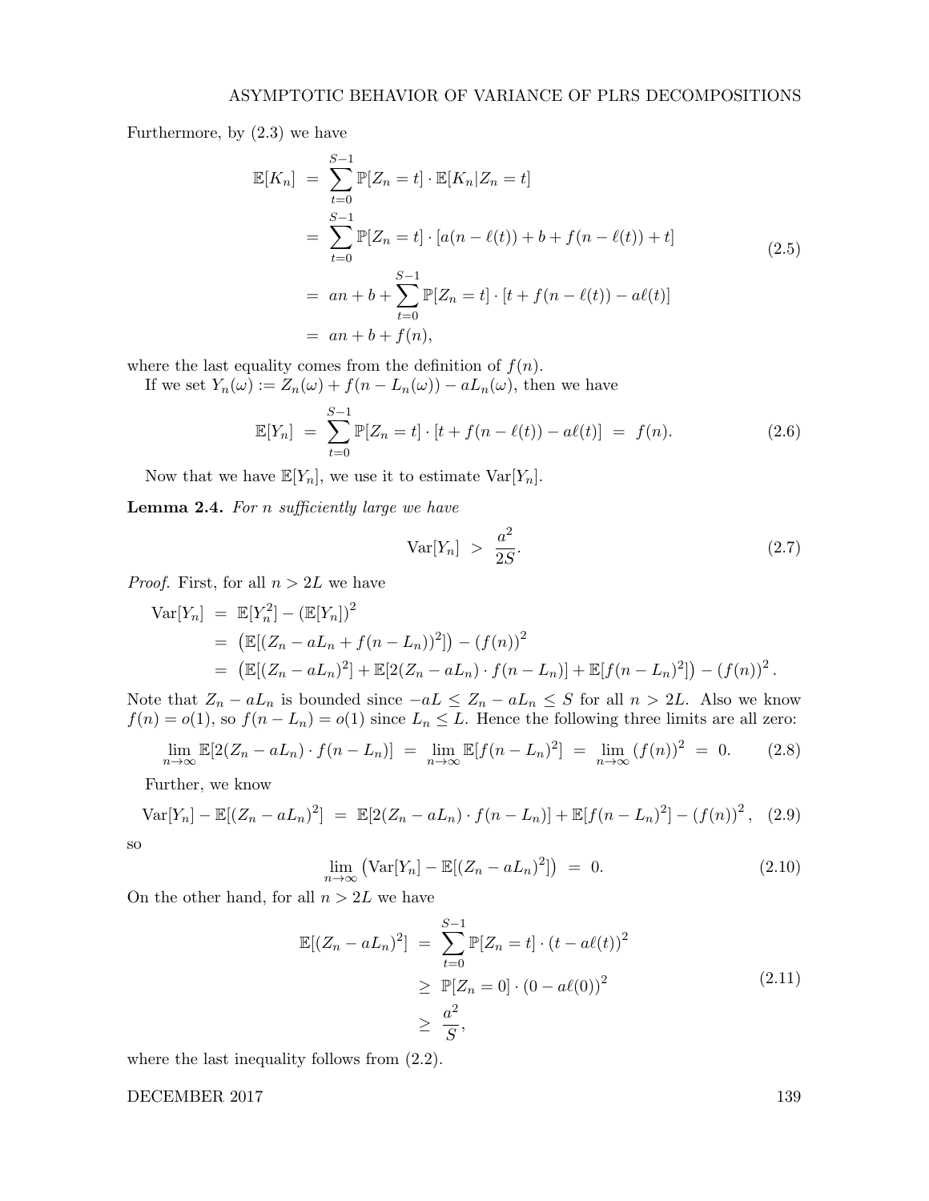Furthermore, by (2.3) we have

$$
\begin{aligned}
\mathbb{E}[K_n] &= \sum_{t=0}^{S-1} \mathbb{P}[Z_n = t] \cdot \mathbb{E}[K_n | Z_n = t] \\
&= \sum_{t=0}^{S-1} \mathbb{P}[Z_n = t] \cdot [a(n - \ell(t)) + b + f(n - \ell(t)) + t] \\
&= an + b + \sum_{t=0}^{S-1} \mathbb{P}[Z_n = t] \cdot [t + f(n - \ell(t)) - a\ell(t)] \\
&= an + b + f(n),
\end{aligned}
\tag{2.5}
$$

where the last equality comes from the definition of $f(n)$.

If we set $Y_n(\omega) := Z_n(\omega) + f(n - L_n(\omega)) - aL_n(\omega)$, then we have

$$
\mathbb{E}[Y_n] = \sum_{t=0}^{S-1} \mathbb{P}[Z_n = t] \cdot [t + f(n - \ell(t)) - a\ell(t)] = f(n). \tag{2.6}
$$

Now that we have $\mathbb{E}[Y_n]$, we use it to estimate $\mathrm{Var}[Y_n]$.

**Lemma 2.4.** *For $n$ sufficiently large we have*

$$
\mathrm{Var}[Y_n] > \frac{a^2}{2S}. \tag{2.7}
$$

*Proof.* First, for all $n > 2L$ we have

$$
\begin{aligned}
\mathrm{Var}[Y_n] &= \mathbb{E}[Y_n^2] - (\mathbb{E}[Y_n])^2 \\
&= \left(\mathbb{E}[(Z_n - aL_n + f(n - L_n))^2]\right) - (f(n))^2 \\
&= \left(\mathbb{E}[(Z_n - aL_n)^2] + \mathbb{E}[2(Z_n - aL_n) \cdot f(n - L_n)] + \mathbb{E}[f(n - L_n)^2]\right) - (f(n))^2 .
\end{aligned}
$$

Note that $Z_n - aL_n$ is bounded since $-aL \leq Z_n - aL_n \leq S$ for all $n > 2L$. Also we know $f(n) = o(1)$, so $f(n - L_n) = o(1)$ since $L_n \leq L$. Hence the following three limits are all zero:

$$
\lim_{n\to\infty} \mathbb{E}[2(Z_n - aL_n) \cdot f(n - L_n)] = \lim_{n\to\infty} \mathbb{E}[f(n - L_n)^2] = \lim_{n\to\infty} (f(n))^2 = 0. \tag{2.8}
$$

Further, we know

$$
\mathrm{Var}[Y_n] - \mathbb{E}[(Z_n - aL_n)^2] = \mathbb{E}[2(Z_n - aL_n) \cdot f(n - L_n)] + \mathbb{E}[f(n - L_n)^2] - (f(n))^2 , \tag{2.9}
$$

so

$$
\lim_{n\to\infty} \left(\mathrm{Var}[Y_n] - \mathbb{E}[(Z_n - aL_n)^2]\right) = 0. \tag{2.10}
$$

On the other hand, for all $n > 2L$ we have

$$
\begin{aligned}
\mathbb{E}[(Z_n - aL_n)^2] &= \sum_{t=0}^{S-1} \mathbb{P}[Z_n = t] \cdot (t - a\ell(t))^2 \\
&\geq \mathbb{P}[Z_n = 0] \cdot (0 - a\ell(0))^2 \\
&\geq \frac{a^2}{S},
\end{aligned}
\tag{2.11}
$$

where the last inequality follows from (2.2).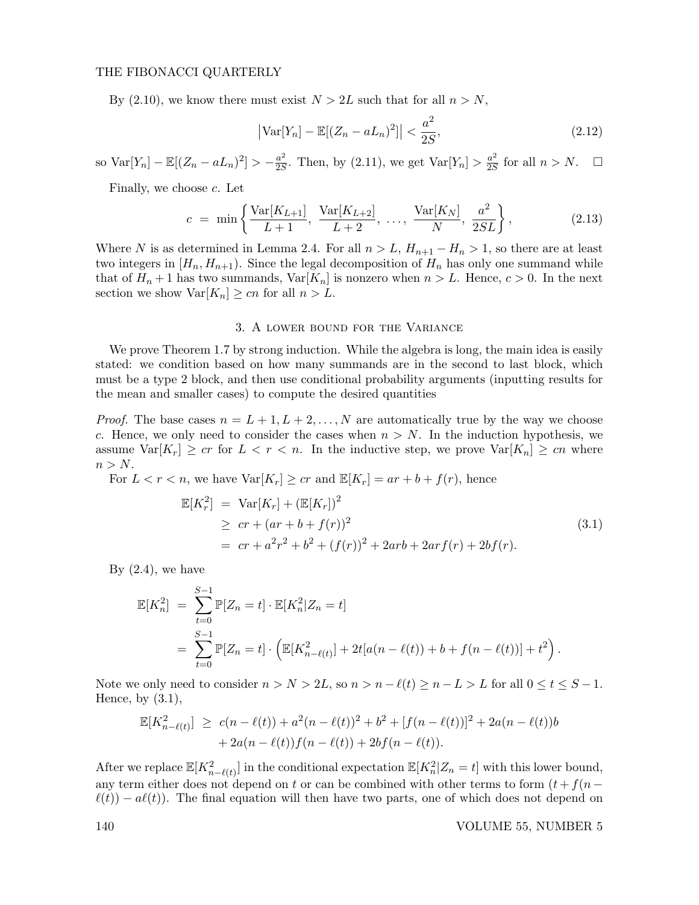By (2.10), we know there must exist $N > 2L$ such that for all $n > N$,

$$\left|\mathrm{Var}[Y_n] - \mathbb{E}[(Z_n - aL_n)^2]\right| < \frac{a^2}{2S}, \tag{2.12}$$

so $\mathrm{Var}[Y_n] - \mathbb{E}[(Z_n - aL_n)^2] > -\frac{a^2}{2S}$. Then, by (2.11), we get $\mathrm{Var}[Y_n] > \frac{a^2}{2S}$ for all $n > N$. □

Finally, we choose $c$. Let

$$c \ = \ \min\left\{\frac{\mathrm{Var}[K_{L+1}]}{L+1},\ \frac{\mathrm{Var}[K_{L+2}]}{L+2},\ \ldots,\ \frac{\mathrm{Var}[K_N]}{N},\ \frac{a^2}{2SL}\right\}, \tag{2.13}$$

Where $N$ is as determined in Lemma 2.4. For all $n > L$, $H_{n+1} - H_n > 1$, so there are at least two integers in $[H_n, H_{n+1})$. Since the legal decomposition of $H_n$ has only one summand while that of $H_n + 1$ has two summands, $\mathrm{Var}[K_n]$ is nonzero when $n > L$. Hence, $c > 0$. In the next section we show $\mathrm{Var}[K_n] \geq cn$ for all $n > L$.

## 3. A lower bound for the Variance

We prove Theorem 1.7 by strong induction. While the algebra is long, the main idea is easily stated: we condition based on how many summands are in the second to last block, which must be a type 2 block, and then use conditional probability arguments (inputting results for the mean and smaller cases) to compute the desired quantities

*Proof.* The base cases $n = L+1, L+2, \ldots, N$ are automatically true by the way we choose $c$. Hence, we only need to consider the cases when $n > N$. In the induction hypothesis, we assume $\mathrm{Var}[K_r] \geq cr$ for $L < r < n$. In the inductive step, we prove $\mathrm{Var}[K_n] \geq cn$ where $n > N$.

For $L < r < n$, we have $\mathrm{Var}[K_r] \geq cr$ and $\mathbb{E}[K_r] = ar + b + f(r)$, hence

$$\begin{aligned}
\mathbb{E}[K_r^2] \ &= \ \mathrm{Var}[K_r] + (\mathbb{E}[K_r])^2 \\
&\geq \ cr + (ar + b + f(r))^2 \\
&= \ cr + a^2r^2 + b^2 + (f(r))^2 + 2arb + 2arf(r) + 2bf(r).
\end{aligned} \tag{3.1}$$

By (2.4), we have

$$\begin{aligned}
\mathbb{E}[K_n^2] \ &= \ \sum_{t=0}^{S-1} \mathbb{P}[Z_n = t] \cdot \mathbb{E}[K_n^2 | Z_n = t] \\
&= \ \sum_{t=0}^{S-1} \mathbb{P}[Z_n = t] \cdot \left(\mathbb{E}[K_{n-\ell(t)}^2] + 2t[a(n-\ell(t)) + b + f(n-\ell(t))] + t^2\right).
\end{aligned}$$

Note we only need to consider $n > N > 2L$, so $n > n - \ell(t) \geq n - L > L$ for all $0 \leq t \leq S-1$. Hence, by (3.1),

$$\begin{aligned}
\mathbb{E}[K_{n-\ell(t)}^2] \ \geq \ & c(n-\ell(t)) + a^2(n-\ell(t))^2 + b^2 + [f(n-\ell(t))]^2 + 2a(n-\ell(t))b \\
& + 2a(n-\ell(t))f(n-\ell(t)) + 2bf(n-\ell(t)).
\end{aligned}$$

After we replace $\mathbb{E}[K_{n-\ell(t)}^2]$ in the conditional expectation $\mathbb{E}[K_n^2 | Z_n = t]$ with this lower bound, any term either does not depend on $t$ or can be combined with other terms to form $(t + f(n-\ell(t)) - a\ell(t))$. The final equation will then have two parts, one of which does not depend on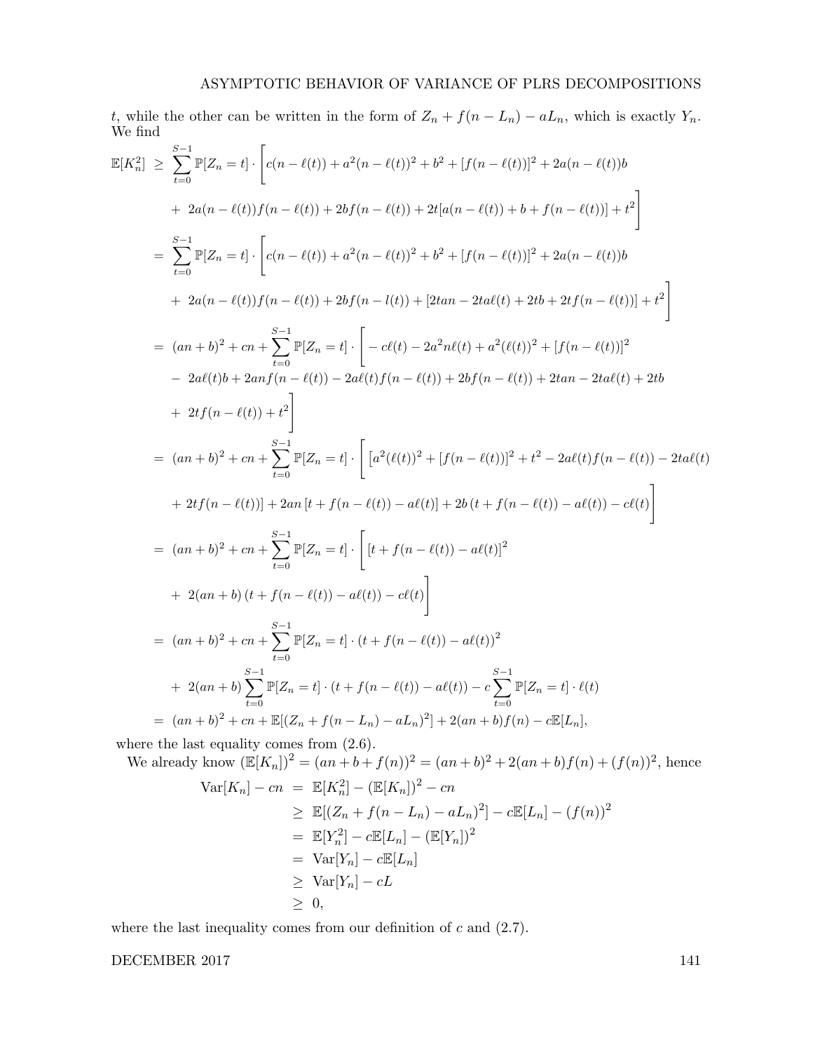$t$, while the other can be written in the form of $Z_n + f(n - L_n) - aL_n$, which is exactly $Y_n$. We find

$$
\begin{aligned}
\mathbb{E}[K_n^2] \;\geq\; & \sum_{t=0}^{S-1} \mathbb{P}[Z_n = t] \cdot \Bigg[ c(n - \ell(t)) + a^2(n - \ell(t))^2 + b^2 + [f(n - \ell(t))]^2 + 2a(n - \ell(t))b \\
& + \; 2a(n - \ell(t))f(n - \ell(t)) + 2bf(n - \ell(t)) + 2t[a(n - \ell(t)) + b + f(n - \ell(t))] + t^2 \Bigg] \\
= \; & \sum_{t=0}^{S-1} \mathbb{P}[Z_n = t] \cdot \Bigg[ c(n - \ell(t)) + a^2(n - \ell(t))^2 + b^2 + [f(n - \ell(t))]^2 + 2a(n - \ell(t))b \\
& + \; 2a(n - \ell(t))f(n - \ell(t)) + 2bf(n - l(t)) + [2tan - 2ta\ell(t) + 2tb + 2tf(n - \ell(t))] + t^2 \Bigg] \\
= \; & (an + b)^2 + cn + \sum_{t=0}^{S-1} \mathbb{P}[Z_n = t] \cdot \Bigg[ -c\ell(t) - 2a^2 n\ell(t) + a^2(\ell(t))^2 + [f(n - \ell(t))]^2 \\
& - \; 2a\ell(t)b + 2anf(n - \ell(t)) - 2a\ell(t)f(n - \ell(t)) + 2bf(n - \ell(t)) + 2tan - 2ta\ell(t) + 2tb \\
& + \; 2tf(n - \ell(t)) + t^2 \Bigg] \\
= \; & (an + b)^2 + cn + \sum_{t=0}^{S-1} \mathbb{P}[Z_n = t] \cdot \Bigg[ \big[a^2(\ell(t))^2 + [f(n - \ell(t))]^2 + t^2 - 2a\ell(t)f(n - \ell(t)) - 2ta\ell(t) \\
& + 2tf(n - \ell(t))\big] + 2an\,[t + f(n - \ell(t)) - a\ell(t)] + 2b\,(t + f(n - \ell(t)) - a\ell(t)) - c\ell(t) \Bigg] \\
= \; & (an + b)^2 + cn + \sum_{t=0}^{S-1} \mathbb{P}[Z_n = t] \cdot \Bigg[ [t + f(n - \ell(t)) - a\ell(t)]^2 \\
& + \; 2(an + b)\,(t + f(n - \ell(t)) - a\ell(t)) - c\ell(t) \Bigg] \\
= \; & (an + b)^2 + cn + \sum_{t=0}^{S-1} \mathbb{P}[Z_n = t] \cdot (t + f(n - \ell(t)) - a\ell(t))^2 \\
& + \; 2(an + b) \sum_{t=0}^{S-1} \mathbb{P}[Z_n = t] \cdot (t + f(n - \ell(t)) - a\ell(t)) - c \sum_{t=0}^{S-1} \mathbb{P}[Z_n = t] \cdot \ell(t) \\
= \; & (an + b)^2 + cn + \mathbb{E}[(Z_n + f(n - L_n) - aL_n)^2] + 2(an + b)f(n) - c\mathbb{E}[L_n],
\end{aligned}
$$

where the last equality comes from (2.6).

We already know $(\mathbb{E}[K_n])^2 = (an + b + f(n))^2 = (an + b)^2 + 2(an + b)f(n) + (f(n))^2$, hence

$$
\begin{aligned}
\mathrm{Var}[K_n] - cn \; &= \; \mathbb{E}[K_n^2] - (\mathbb{E}[K_n])^2 - cn \\
&\geq \; \mathbb{E}[(Z_n + f(n - L_n) - aL_n)^2] - c\mathbb{E}[L_n] - (f(n))^2 \\
&= \; \mathbb{E}[Y_n^2] - c\mathbb{E}[L_n] - (\mathbb{E}[Y_n])^2 \\
&= \; \mathrm{Var}[Y_n] - c\mathbb{E}[L_n] \\
&\geq \; \mathrm{Var}[Y_n] - cL \\
&\geq \; 0,
\end{aligned}
$$

where the last inequality comes from our definition of $c$ and (2.7).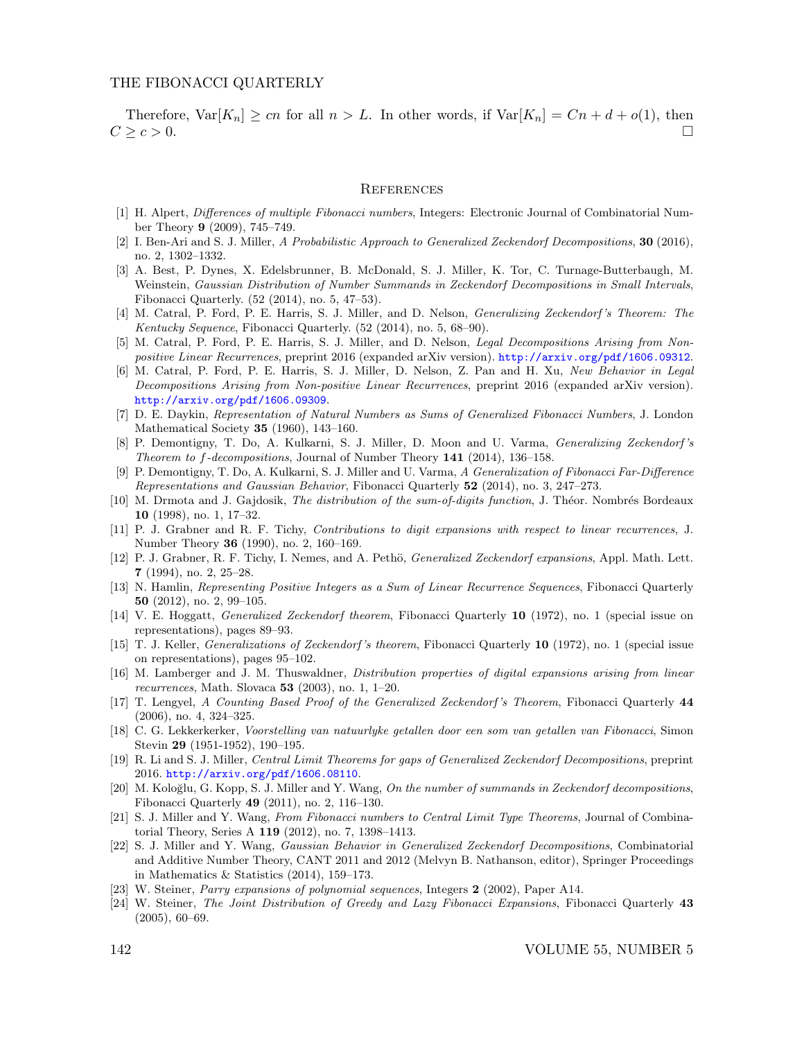Therefore, $\text{Var}[K_n] \geq cn$ for all $n > L$. In other words, if $\text{Var}[K_n] = Cn + d + o(1)$, then $C \geq c > 0$. $\square$

## References

[1] H. Alpert, *Differences of multiple Fibonacci numbers*, Integers: Electronic Journal of Combinatorial Number Theory **9** (2009), 745–749.

[2] I. Ben-Ari and S. J. Miller, *A Probabilistic Approach to Generalized Zeckendorf Decompositions*, **30** (2016), no. 2, 1302–1332.

[3] A. Best, P. Dynes, X. Edelsbrunner, B. McDonald, S. J. Miller, K. Tor, C. Turnage-Butterbaugh, M. Weinstein, *Gaussian Distribution of Number Summands in Zeckendorf Decompositions in Small Intervals*, Fibonacci Quarterly. (52 (2014), no. 5, 47–53).

[4] M. Catral, P. Ford, P. E. Harris, S. J. Miller, and D. Nelson, *Generalizing Zeckendorf's Theorem: The Kentucky Sequence*, Fibonacci Quarterly. (52 (2014), no. 5, 68–90).

[5] M. Catral, P. Ford, P. E. Harris, S. J. Miller, and D. Nelson, *Legal Decompositions Arising from Non-positive Linear Recurrences*, preprint 2016 (expanded arXiv version). http://arxiv.org/pdf/1606.09312.

[6] M. Catral, P. Ford, P. E. Harris, S. J. Miller, D. Nelson, Z. Pan and H. Xu, *New Behavior in Legal Decompositions Arising from Non-positive Linear Recurrences*, preprint 2016 (expanded arXiv version). http://arxiv.org/pdf/1606.09309.

[7] D. E. Daykin, *Representation of Natural Numbers as Sums of Generalized Fibonacci Numbers*, J. London Mathematical Society **35** (1960), 143–160.

[8] P. Demontigny, T. Do, A. Kulkarni, S. J. Miller, D. Moon and U. Varma, *Generalizing Zeckendorf's Theorem to f-decompositions*, Journal of Number Theory **141** (2014), 136–158.

[9] P. Demontigny, T. Do, A. Kulkarni, S. J. Miller and U. Varma, *A Generalization of Fibonacci Far-Difference Representations and Gaussian Behavior*, Fibonacci Quarterly **52** (2014), no. 3, 247–273.

[10] M. Drmota and J. Gajdosik, *The distribution of the sum-of-digits function*, J. Théor. Nombrés Bordeaux **10** (1998), no. 1, 17–32.

[11] P. J. Grabner and R. F. Tichy, *Contributions to digit expansions with respect to linear recurrences*, J. Number Theory **36** (1990), no. 2, 160–169.

[12] P. J. Grabner, R. F. Tichy, I. Nemes, and A. Pethö, *Generalized Zeckendorf expansions*, Appl. Math. Lett. **7** (1994), no. 2, 25–28.

[13] N. Hamlin, *Representing Positive Integers as a Sum of Linear Recurrence Sequences*, Fibonacci Quarterly **50** (2012), no. 2, 99–105.

[14] V. E. Hoggatt, *Generalized Zeckendorf theorem*, Fibonacci Quarterly **10** (1972), no. 1 (special issue on representations), pages 89–93.

[15] T. J. Keller, *Generalizations of Zeckendorf's theorem*, Fibonacci Quarterly **10** (1972), no. 1 (special issue on representations), pages 95–102.

[16] M. Lamberger and J. M. Thuswaldner, *Distribution properties of digital expansions arising from linear recurrences*, Math. Slovaca **53** (2003), no. 1, 1–20.

[17] T. Lengyel, *A Counting Based Proof of the Generalized Zeckendorf's Theorem*, Fibonacci Quarterly **44** (2006), no. 4, 324–325.

[18] C. G. Lekkerkerker, *Voorstelling van natuurlyke getallen door een som van getallen van Fibonacci*, Simon Stevin **29** (1951-1952), 190–195.

[19] R. Li and S. J. Miller, *Central Limit Theorems for gaps of Generalized Zeckendorf Decompositions*, preprint 2016. http://arxiv.org/pdf/1606.08110.

[20] M. Koloğlu, G. Kopp, S. J. Miller and Y. Wang, *On the number of summands in Zeckendorf decompositions*, Fibonacci Quarterly **49** (2011), no. 2, 116–130.

[21] S. J. Miller and Y. Wang, *From Fibonacci numbers to Central Limit Type Theorems*, Journal of Combinatorial Theory, Series A **119** (2012), no. 7, 1398–1413.

[22] S. J. Miller and Y. Wang, *Gaussian Behavior in Generalized Zeckendorf Decompositions*, Combinatorial and Additive Number Theory, CANT 2011 and 2012 (Melvyn B. Nathanson, editor), Springer Proceedings in Mathematics & Statistics (2014), 159–173.

[23] W. Steiner, *Parry expansions of polynomial sequences*, Integers **2** (2002), Paper A14.

[24] W. Steiner, *The Joint Distribution of Greedy and Lazy Fibonacci Expansions*, Fibonacci Quarterly **43** (2005), 60–69.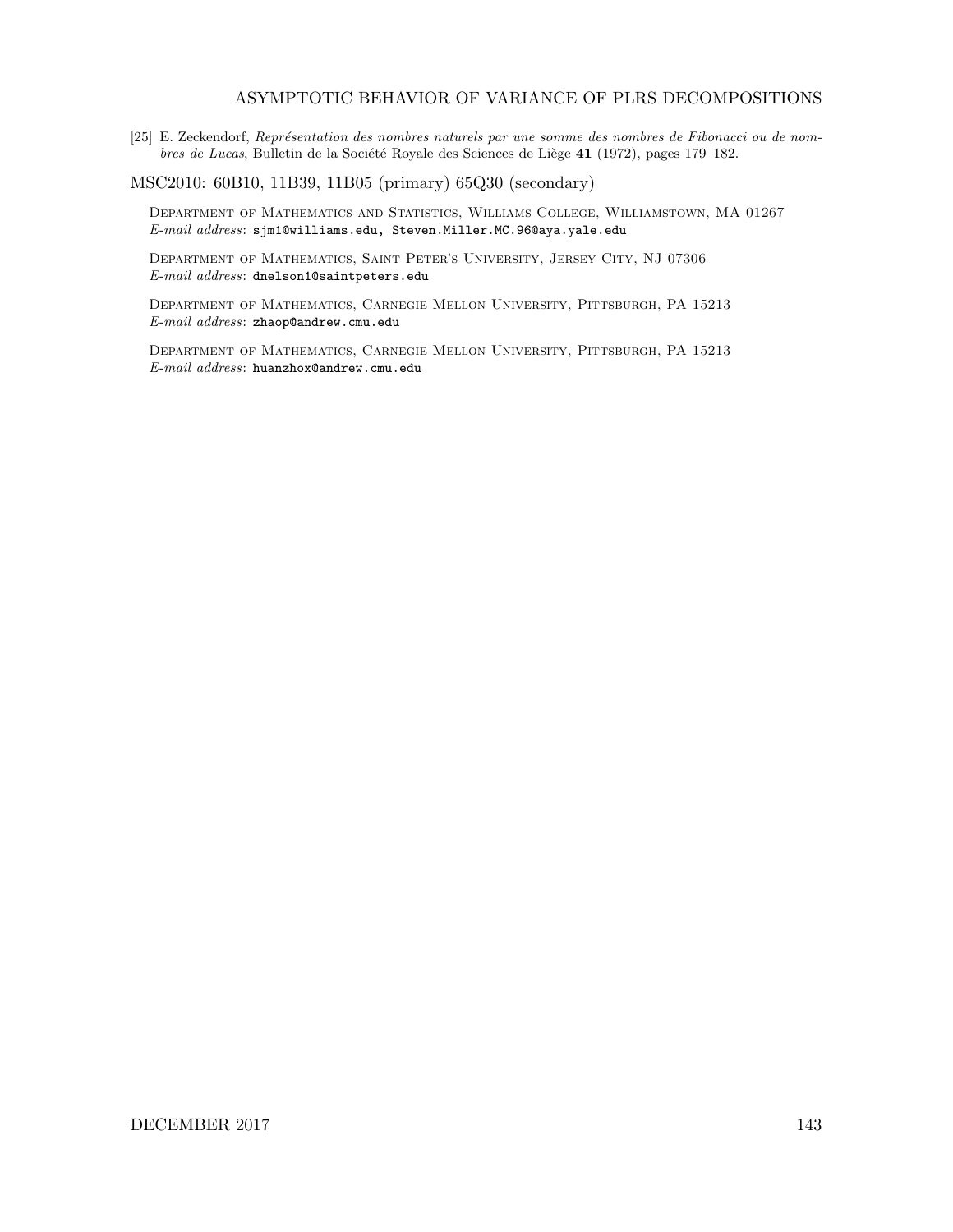[25] E. Zeckendorf, *Représentation des nombres naturels par une somme des nombres de Fibonacci ou de nombres de Lucas*, Bulletin de la Société Royale des Sciences de Liège **41** (1972), pages 179–182.

MSC2010: 60B10, 11B39, 11B05 (primary) 65Q30 (secondary)

Department of Mathematics and Statistics, Williams College, Williamstown, MA 01267
*E-mail address*: sjm1@williams.edu, Steven.Miller.MC.96@aya.yale.edu

Department of Mathematics, Saint Peter's University, Jersey City, NJ 07306
*E-mail address*: dnelson1@saintpeters.edu

Department of Mathematics, Carnegie Mellon University, Pittsburgh, PA 15213
*E-mail address*: zhaop@andrew.cmu.edu

Department of Mathematics, Carnegie Mellon University, Pittsburgh, PA 15213
*E-mail address*: huanzhox@andrew.cmu.edu